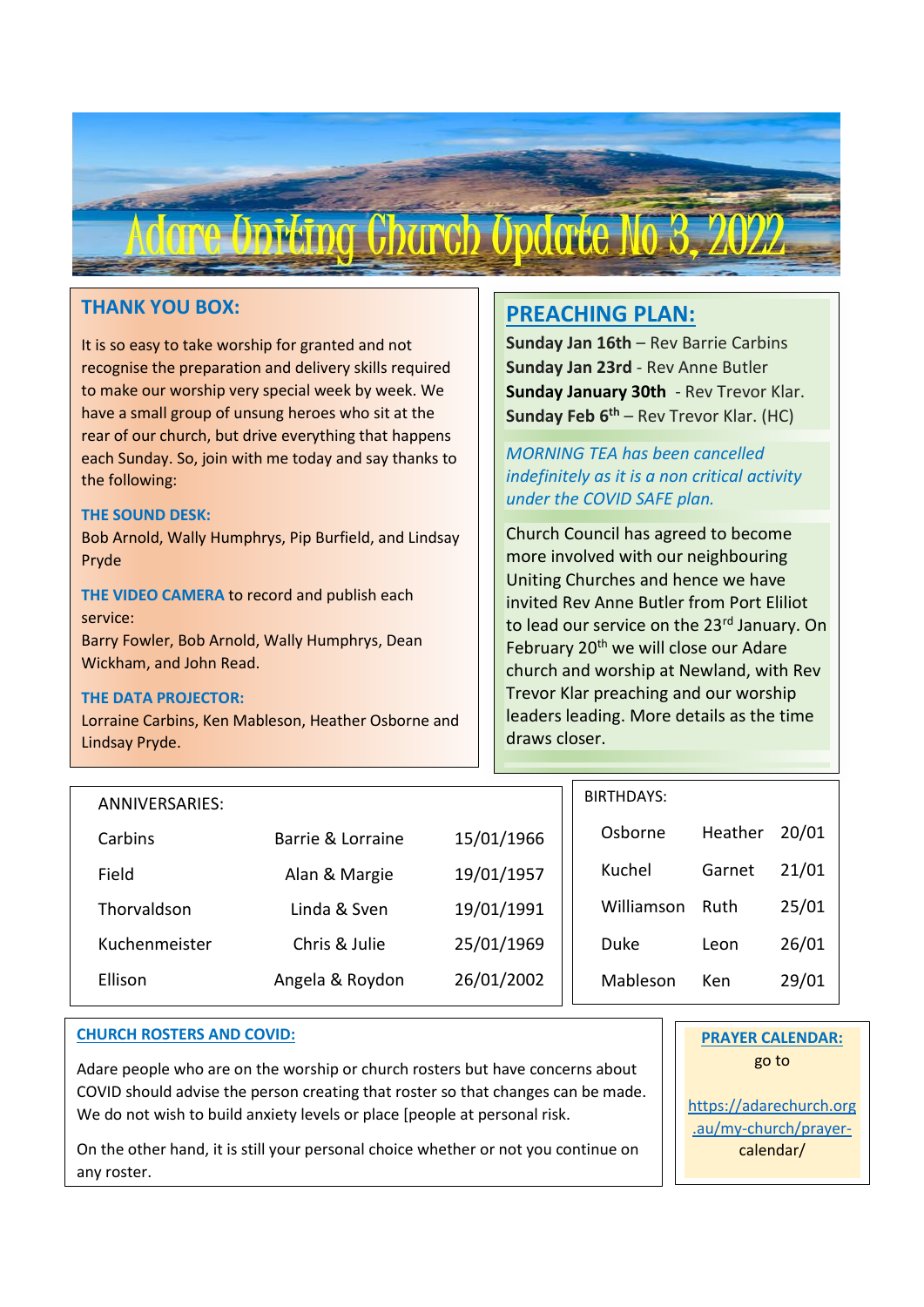# Adare Uniting Church Update No 3, 2022

## THANK YOU BOX:

It is so easy to take worship for granted and not recognise the preparation and delivery skills required to make our worship very special week by week. We have a small group of unsung heroes who sit at the rear of our church, but drive everything that happens each Sunday. So, join with me today and say thanks to the following:

**THE SOUND DESK:**
Bob Arnold, Wally Humphrys, Pip Burfield, and Lindsay Pryde

**THE VIDEO CAMERA** to record and publish each service:
Barry Fowler, Bob Arnold, Wally Humphrys, Dean Wickham, and John Read.

**THE DATA PROJECTOR:**
Lorraine Carbins, Ken Mableson, Heather Osborne and Lindsay Pryde.

## PREACHING PLAN:

**Sunday Jan 16th** – Rev Barrie Carbins
**Sunday Jan 23rd** - Rev Anne Butler
**Sunday January 30th** - Rev Trevor Klar.
**Sunday Feb 6th** – Rev Trevor Klar. (HC)

*MORNING TEA has been cancelled indefinitely as it is a non critical activity under the COVID SAFE plan.*

Church Council has agreed to become more involved with our neighbouring Uniting Churches and hence we have invited Rev Anne Butler from Port Elliot to lead our service on the 23rd January. On February 20th we will close our Adare church and worship at Newland, with Rev Trevor Klar preaching and our worship leaders leading. More details as the time draws closer.

ANNIVERSARIES:

| | | |
|---|---|---|
| Carbins | Barrie & Lorraine | 15/01/1966 |
| Field | Alan & Margie | 19/01/1957 |
| Thorvaldson | Linda & Sven | 19/01/1991 |
| Kuchenmeister | Chris & Julie | 25/01/1969 |
| Ellison | Angela & Roydon | 26/01/2002 |

BIRTHDAYS:

| | | |
|---|---|---|
| Osborne | Heather | 20/01 |
| Kuchel | Garnet | 21/01 |
| Williamson | Ruth | 25/01 |
| Duke | Leon | 26/01 |
| Mableson | Ken | 29/01 |

## CHURCH ROSTERS AND COVID:

Adare people who are on the worship or church rosters but have concerns about COVID should advise the person creating that roster so that changes can be made. We do not wish to build anxiety levels or place [people at personal risk.

On the other hand, it is still your personal choice whether or not you continue on any roster.

**PRAYER CALENDAR:**
go to

https://adarechurch.org.au/my-church/prayer-calendar/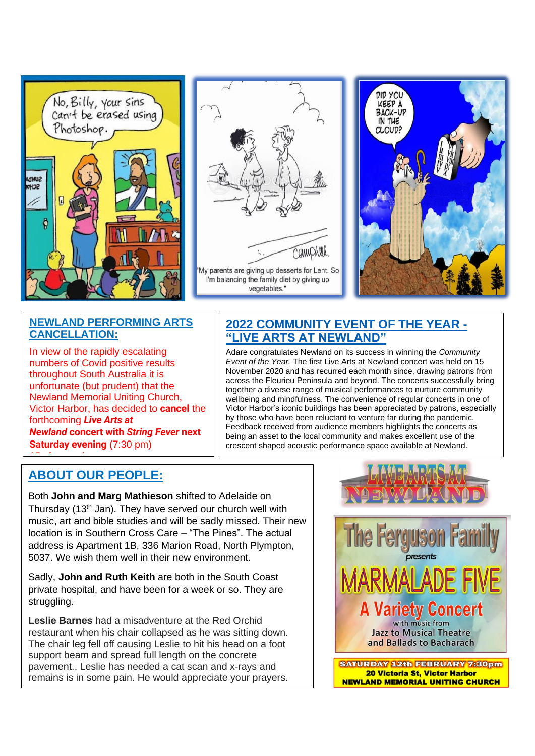"My parents are giving up desserts for Lent. So I'm balancing the family diet by giving up vegetables."

## NEWLAND PERFORMING ARTS CANCELLATION:

In view of the rapidly escalating numbers of Covid positive results throughout South Australia it is unfortunate (but prudent) that the Newland Memorial Uniting Church, Victor Harbor, has decided to **cancel** the forthcoming ***Live Arts at Newland*** **concert with *String Fever* next Saturday evening** (7:30 pm)

## 2022 COMMUNITY EVENT OF THE YEAR - "LIVE ARTS AT NEWLAND"

Adare congratulates Newland on its success in winning the *Community Event of the Year.* The first Live Arts at Newland concert was held on 15 November 2020 and has recurred each month since, drawing patrons from across the Fleurieu Peninsula and beyond. The concerts successfully bring together a diverse range of musical performances to nurture community wellbeing and mindfulness. The convenience of regular concerts in one of Victor Harbor's iconic buildings has been appreciated by patrons, especially by those who have been reluctant to venture far during the pandemic. Feedback received from audience members highlights the concerts as being an asset to the local community and makes excellent use of the crescent shaped acoustic performance space available at Newland.

## ABOUT OUR PEOPLE:

Both **John and Marg Mathieson** shifted to Adelaide on Thursday (13th Jan). They have served our church well with music, art and bible studies and will be sadly missed. Their new location is in Southern Cross Care – "The Pines". The actual address is Apartment 1B, 336 Marion Road, North Plympton, 5037. We wish them well in their new environment.

Sadly, **John and Ruth Keith** are both in the South Coast private hospital, and have been for a week or so. They are struggling.

**Leslie Barnes** had a misadventure at the Red Orchid restaurant when his chair collapsed as he was sitting down. The chair leg fell off causing Leslie to hit his head on a foot support beam and spread full length on the concrete pavement.. Leslie has needed a cat scan and x-rays and remains is in some pain. He would appreciate your prayers.

LIVE ARTS AT NEWLAND

The Ferguson Family presents

MARMALADE FIVE

A Variety Concert

with music from Jazz to Musical Theatre and Ballads to Bacharach

SATURDAY 12th FEBRUARY 7:30pm
20 Victoria St, Victor Harbor
NEWLAND MEMORIAL UNITING CHURCH